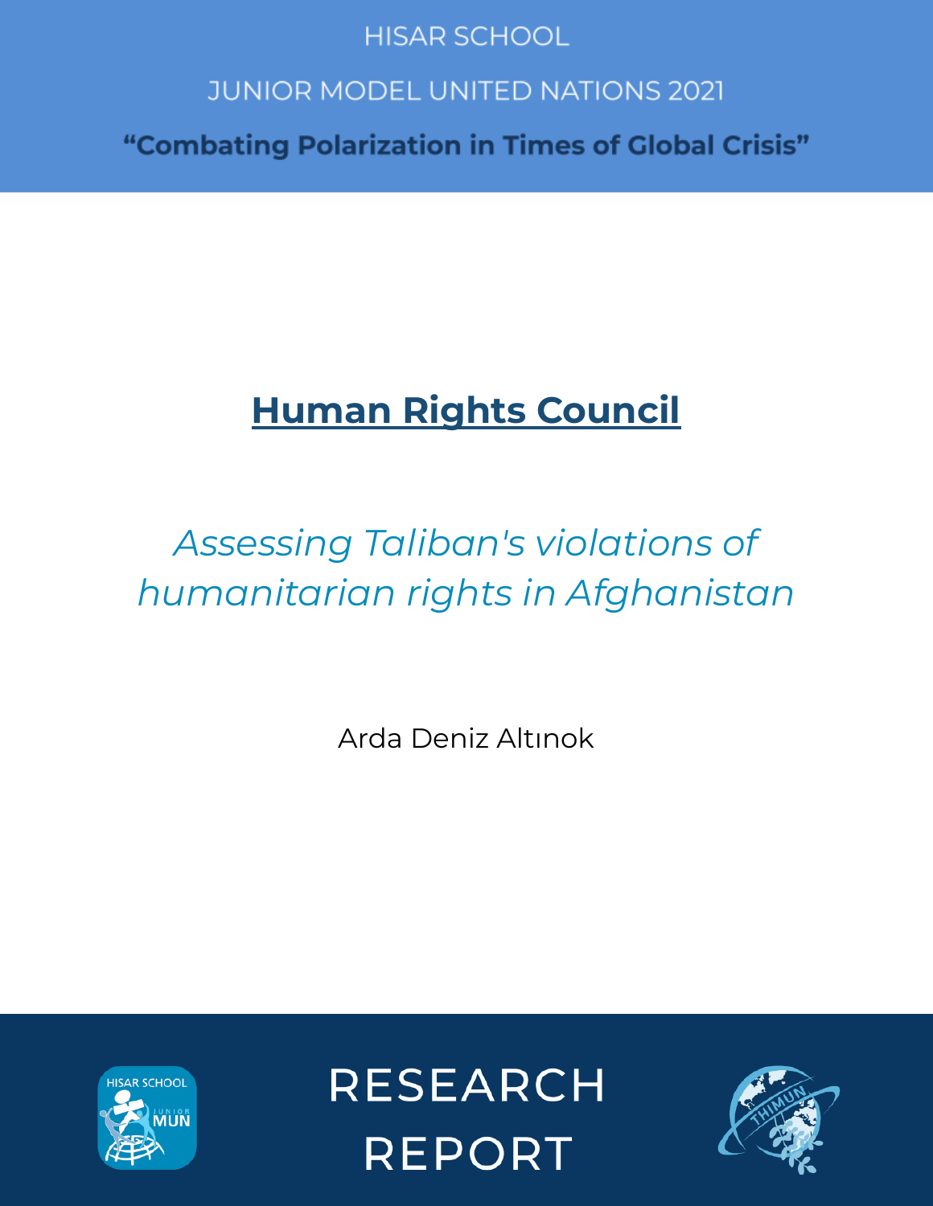HISAR SCHOOL

JUNIOR MODEL UNITED NATIONS 2021

**“Combating Polarization in Times of Global Crisis”**

# Human Rights Council

*Assessing Taliban's violations of humanitarian rights in Afghanistan*

Arda Deniz Altınok

RESEARCH REPORT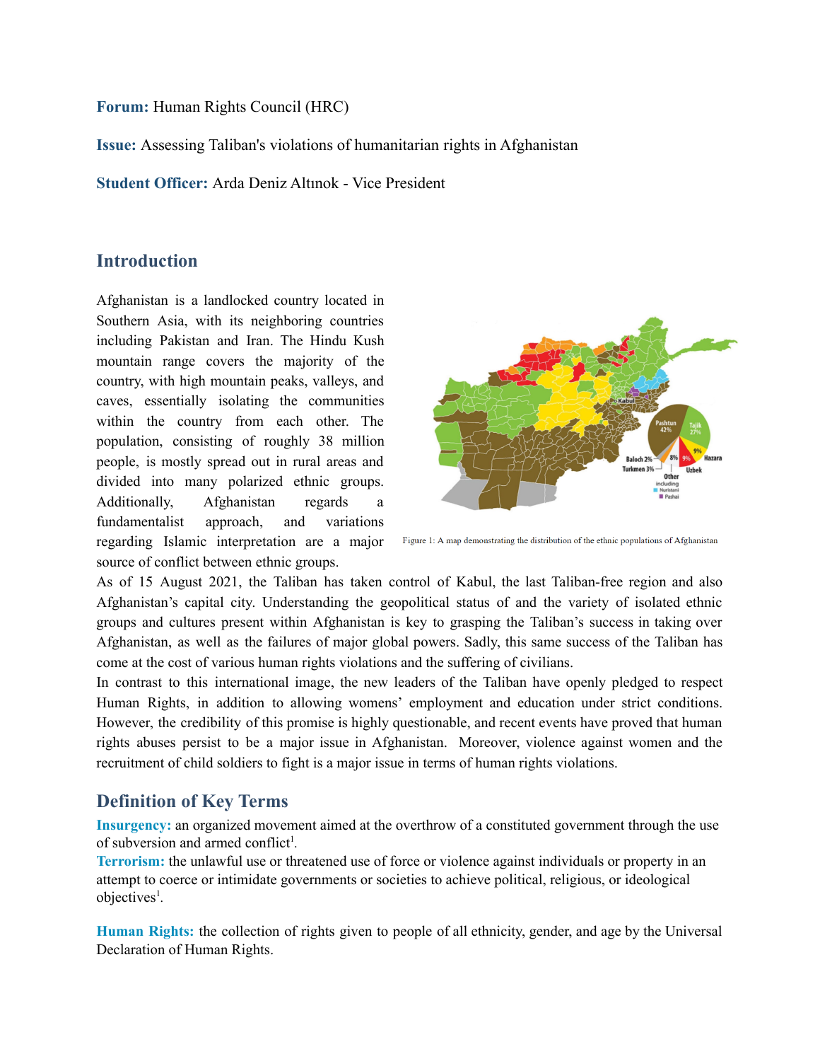**Forum:** Human Rights Council (HRC)

**Issue:** Assessing Taliban's violations of humanitarian rights in Afghanistan

**Student Officer:** Arda Deniz Altınok - Vice President

## Introduction

Afghanistan is a landlocked country located in Southern Asia, with its neighboring countries including Pakistan and Iran. The Hindu Kush mountain range covers the majority of the country, with high mountain peaks, valleys, and caves, essentially isolating the communities within the country from each other. The population, consisting of roughly 38 million people, is mostly spread out in rural areas and divided into many polarized ethnic groups. Additionally, Afghanistan regards a fundamentalist approach, and variations regarding Islamic interpretation are a major source of conflict between ethnic groups.

Figure 1: A map demonstrating the distribution of the ethnic populations of Afghanistan

As of 15 August 2021, the Taliban has taken control of Kabul, the last Taliban-free region and also Afghanistan's capital city. Understanding the geopolitical status of and the variety of isolated ethnic groups and cultures present within Afghanistan is key to grasping the Taliban's success in taking over Afghanistan, as well as the failures of major global powers. Sadly, this same success of the Taliban has come at the cost of various human rights violations and the suffering of civilians.

In contrast to this international image, the new leaders of the Taliban have openly pledged to respect Human Rights, in addition to allowing womens' employment and education under strict conditions. However, the credibility of this promise is highly questionable, and recent events have proved that human rights abuses persist to be a major issue in Afghanistan. Moreover, violence against women and the recruitment of child soldiers to fight is a major issue in terms of human rights violations.

## Definition of Key Terms

**Insurgency:** an organized movement aimed at the overthrow of a constituted government through the use of subversion and armed conflict[1].

**Terrorism:** the unlawful use or threatened use of force or violence against individuals or property in an attempt to coerce or intimidate governments or societies to achieve political, religious, or ideological objectives[1].

**Human Rights:** the collection of rights given to people of all ethnicity, gender, and age by the Universal Declaration of Human Rights.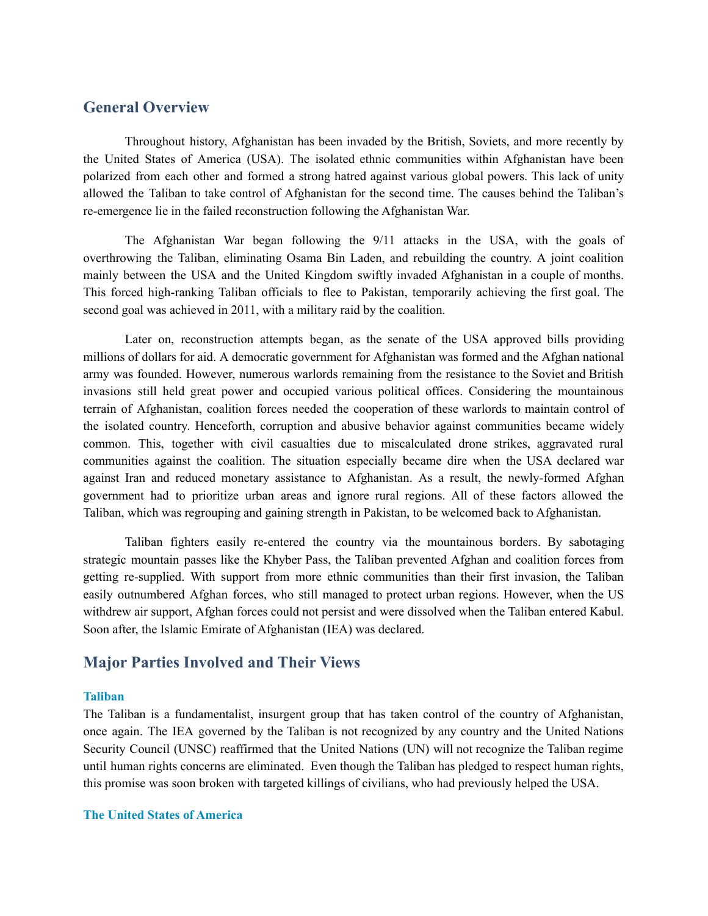## General Overview

Throughout history, Afghanistan has been invaded by the British, Soviets, and more recently by the United States of America (USA). The isolated ethnic communities within Afghanistan have been polarized from each other and formed a strong hatred against various global powers. This lack of unity allowed the Taliban to take control of Afghanistan for the second time. The causes behind the Taliban's re-emergence lie in the failed reconstruction following the Afghanistan War.

The Afghanistan War began following the 9/11 attacks in the USA, with the goals of overthrowing the Taliban, eliminating Osama Bin Laden, and rebuilding the country. A joint coalition mainly between the USA and the United Kingdom swiftly invaded Afghanistan in a couple of months. This forced high-ranking Taliban officials to flee to Pakistan, temporarily achieving the first goal. The second goal was achieved in 2011, with a military raid by the coalition.

Later on, reconstruction attempts began, as the senate of the USA approved bills providing millions of dollars for aid. A democratic government for Afghanistan was formed and the Afghan national army was founded. However, numerous warlords remaining from the resistance to the Soviet and British invasions still held great power and occupied various political offices. Considering the mountainous terrain of Afghanistan, coalition forces needed the cooperation of these warlords to maintain control of the isolated country. Henceforth, corruption and abusive behavior against communities became widely common. This, together with civil casualties due to miscalculated drone strikes, aggravated rural communities against the coalition. The situation especially became dire when the USA declared war against Iran and reduced monetary assistance to Afghanistan. As a result, the newly-formed Afghan government had to prioritize urban areas and ignore rural regions. All of these factors allowed the Taliban, which was regrouping and gaining strength in Pakistan, to be welcomed back to Afghanistan.

Taliban fighters easily re-entered the country via the mountainous borders. By sabotaging strategic mountain passes like the Khyber Pass, the Taliban prevented Afghan and coalition forces from getting re-supplied. With support from more ethnic communities than their first invasion, the Taliban easily outnumbered Afghan forces, who still managed to protect urban regions. However, when the US withdrew air support, Afghan forces could not persist and were dissolved when the Taliban entered Kabul. Soon after, the Islamic Emirate of Afghanistan (IEA) was declared.

## Major Parties Involved and Their Views

### Taliban

The Taliban is a fundamentalist, insurgent group that has taken control of the country of Afghanistan, once again. The IEA governed by the Taliban is not recognized by any country and the United Nations Security Council (UNSC) reaffirmed that the United Nations (UN) will not recognize the Taliban regime until human rights concerns are eliminated. Even though the Taliban has pledged to respect human rights, this promise was soon broken with targeted killings of civilians, who had previously helped the USA.

### The United States of America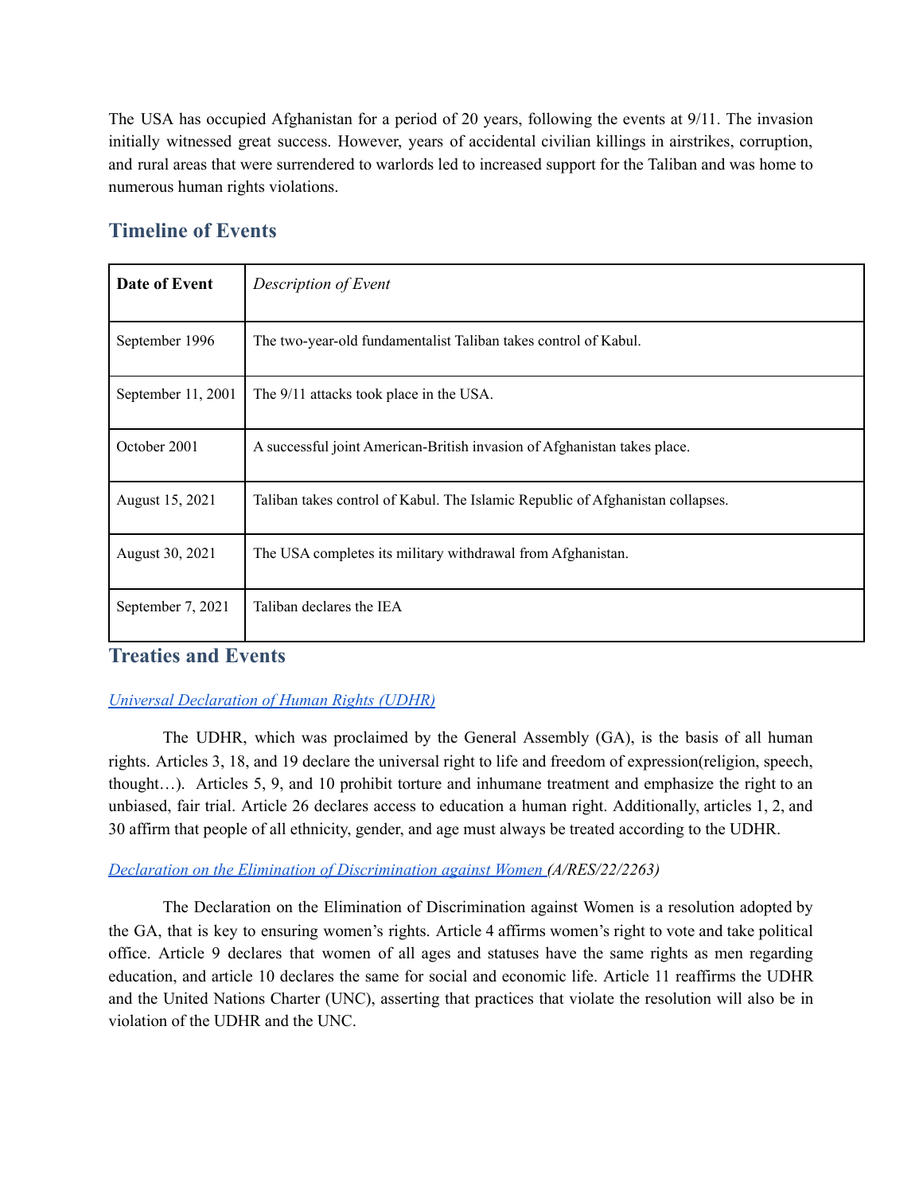The USA has occupied Afghanistan for a period of 20 years, following the events at 9/11. The invasion initially witnessed great success. However, years of accidental civilian killings in airstrikes, corruption, and rural areas that were surrendered to warlords led to increased support for the Taliban and was home to numerous human rights violations.

## Timeline of Events

| **Date of Event** | *Description of Event* |
| --- | --- |
| September 1996 | The two-year-old fundamentalist Taliban takes control of Kabul. |
| September 11, 2001 | The 9/11 attacks took place in the USA. |
| October 2001 | A successful joint American-British invasion of Afghanistan takes place. |
| August 15, 2021 | Taliban takes control of Kabul. The Islamic Republic of Afghanistan collapses. |
| August 30, 2021 | The USA completes its military withdrawal from Afghanistan. |
| September 7, 2021 | Taliban declares the IEA |

## Treaties and Events

*Universal Declaration of Human Rights (UDHR)*

The UDHR, which was proclaimed by the General Assembly (GA), is the basis of all human rights. Articles 3, 18, and 19 declare the universal right to life and freedom of expression(religion, speech, thought…). Articles 5, 9, and 10 prohibit torture and inhumane treatment and emphasize the right to an unbiased, fair trial. Article 26 declares access to education a human right. Additionally, articles 1, 2, and 30 affirm that people of all ethnicity, gender, and age must always be treated according to the UDHR.

*Declaration on the Elimination of Discrimination against Women (A/RES/22/2263)*

The Declaration on the Elimination of Discrimination against Women is a resolution adopted by the GA, that is key to ensuring women's rights. Article 4 affirms women's right to vote and take political office. Article 9 declares that women of all ages and statuses have the same rights as men regarding education, and article 10 declares the same for social and economic life. Article 11 reaffirms the UDHR and the United Nations Charter (UNC), asserting that practices that violate the resolution will also be in violation of the UDHR and the UNC.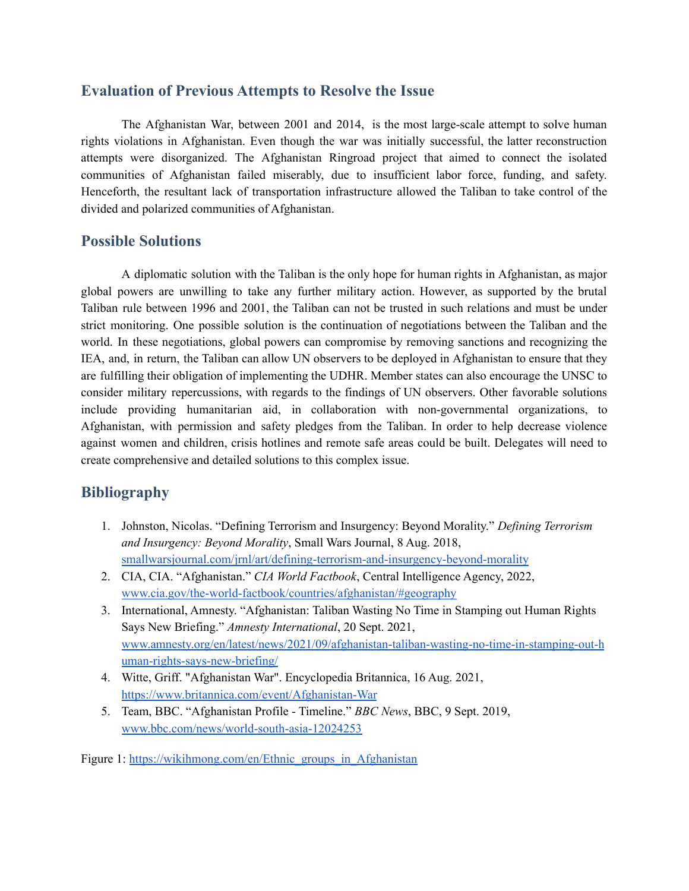## Evaluation of Previous Attempts to Resolve the Issue

The Afghanistan War, between 2001 and 2014, is the most large-scale attempt to solve human rights violations in Afghanistan. Even though the war was initially successful, the latter reconstruction attempts were disorganized. The Afghanistan Ringroad project that aimed to connect the isolated communities of Afghanistan failed miserably, due to insufficient labor force, funding, and safety. Henceforth, the resultant lack of transportation infrastructure allowed the Taliban to take control of the divided and polarized communities of Afghanistan.

## Possible Solutions

A diplomatic solution with the Taliban is the only hope for human rights in Afghanistan, as major global powers are unwilling to take any further military action. However, as supported by the brutal Taliban rule between 1996 and 2001, the Taliban can not be trusted in such relations and must be under strict monitoring. One possible solution is the continuation of negotiations between the Taliban and the world. In these negotiations, global powers can compromise by removing sanctions and recognizing the IEA, and, in return, the Taliban can allow UN observers to be deployed in Afghanistan to ensure that they are fulfilling their obligation of implementing the UDHR. Member states can also encourage the UNSC to consider military repercussions, with regards to the findings of UN observers. Other favorable solutions include providing humanitarian aid, in collaboration with non-governmental organizations, to Afghanistan, with permission and safety pledges from the Taliban. In order to help decrease violence against women and children, crisis hotlines and remote safe areas could be built. Delegates will need to create comprehensive and detailed solutions to this complex issue.

## Bibliography

1. Johnston, Nicolas. "Defining Terrorism and Insurgency: Beyond Morality." *Defining Terrorism and Insurgency: Beyond Morality*, Small Wars Journal, 8 Aug. 2018, smallwarsjournal.com/jrnl/art/defining-terrorism-and-insurgency-beyond-morality
2. CIA, CIA. "Afghanistan." *CIA World Factbook*, Central Intelligence Agency, 2022, www.cia.gov/the-world-factbook/countries/afghanistan/#geography
3. International, Amnesty. "Afghanistan: Taliban Wasting No Time in Stamping out Human Rights Says New Briefing." *Amnesty International*, 20 Sept. 2021, www.amnesty.org/en/latest/news/2021/09/afghanistan-taliban-wasting-no-time-in-stamping-out-human-rights-says-new-briefing/
4. Witte, Griff. "Afghanistan War". Encyclopedia Britannica, 16 Aug. 2021, https://www.britannica.com/event/Afghanistan-War
5. Team, BBC. "Afghanistan Profile - Timeline." *BBC News*, BBC, 9 Sept. 2019, www.bbc.com/news/world-south-asia-12024253

Figure 1: https://wikihmong.com/en/Ethnic_groups_in_Afghanistan